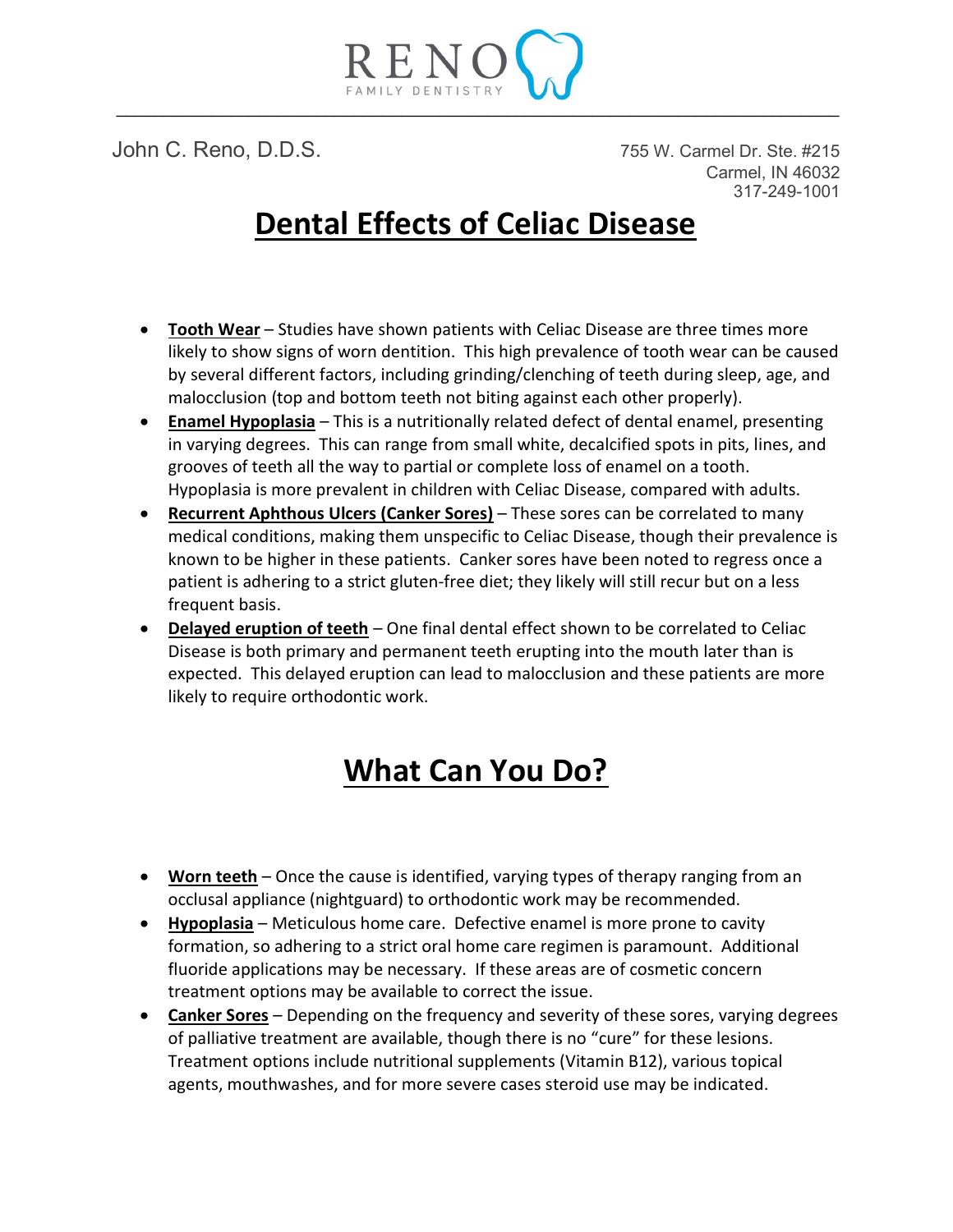RENO FAMILY DENTISTRY

John C. Reno, D.D.S.

755 W. Carmel Dr. Ste. #215
Carmel, IN 46032
317-249-1001

# Dental Effects of Celiac Disease

- **Tooth Wear** – Studies have shown patients with Celiac Disease are three times more likely to show signs of worn dentition. This high prevalence of tooth wear can be caused by several different factors, including grinding/clenching of teeth during sleep, age, and malocclusion (top and bottom teeth not biting against each other properly).
- **Enamel Hypoplasia** – This is a nutritionally related defect of dental enamel, presenting in varying degrees. This can range from small white, decalcified spots in pits, lines, and grooves of teeth all the way to partial or complete loss of enamel on a tooth. Hypoplasia is more prevalent in children with Celiac Disease, compared with adults.
- **Recurrent Aphthous Ulcers (Canker Sores)** – These sores can be correlated to many medical conditions, making them unspecific to Celiac Disease, though their prevalence is known to be higher in these patients. Canker sores have been noted to regress once a patient is adhering to a strict gluten-free diet; they likely will still recur but on a less frequent basis.
- **Delayed eruption of teeth** – One final dental effect shown to be correlated to Celiac Disease is both primary and permanent teeth erupting into the mouth later than is expected. This delayed eruption can lead to malocclusion and these patients are more likely to require orthodontic work.

# What Can You Do?

- **Worn teeth** – Once the cause is identified, varying types of therapy ranging from an occlusal appliance (nightguard) to orthodontic work may be recommended.
- **Hypoplasia** – Meticulous home care. Defective enamel is more prone to cavity formation, so adhering to a strict oral home care regimen is paramount. Additional fluoride applications may be necessary. If these areas are of cosmetic concern treatment options may be available to correct the issue.
- **Canker Sores** – Depending on the frequency and severity of these sores, varying degrees of palliative treatment are available, though there is no "cure" for these lesions. Treatment options include nutritional supplements (Vitamin B12), various topical agents, mouthwashes, and for more severe cases steroid use may be indicated.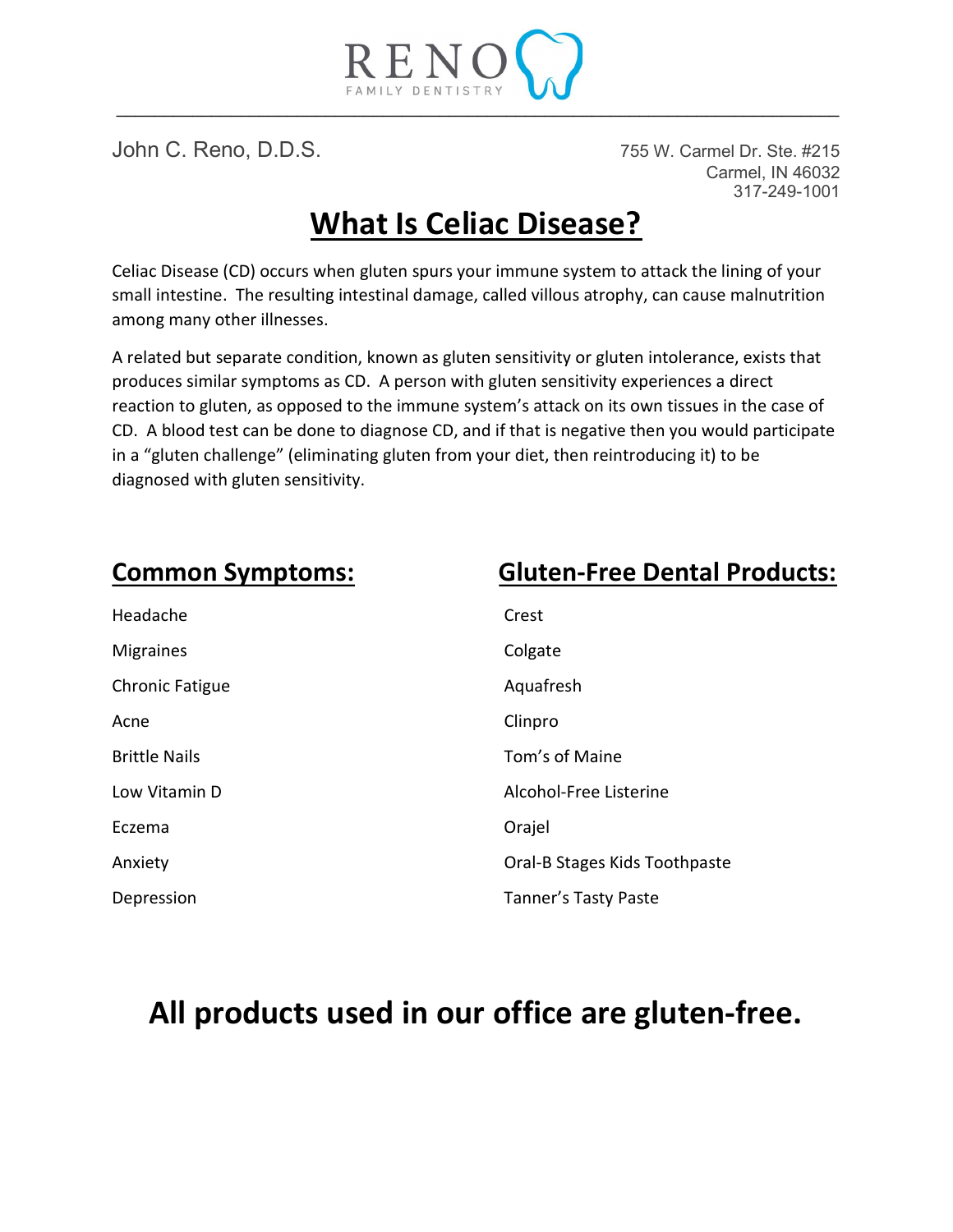RENO
FAMILY DENTISTRY

John C. Reno, D.D.S.

755 W. Carmel Dr. Ste. #215
Carmel, IN 46032
317-249-1001

# What Is Celiac Disease?

Celiac Disease (CD) occurs when gluten spurs your immune system to attack the lining of your small intestine. The resulting intestinal damage, called villous atrophy, can cause malnutrition among many other illnesses.

A related but separate condition, known as gluten sensitivity or gluten intolerance, exists that produces similar symptoms as CD. A person with gluten sensitivity experiences a direct reaction to gluten, as opposed to the immune system's attack on its own tissues in the case of CD. A blood test can be done to diagnose CD, and if that is negative then you would participate in a "gluten challenge" (eliminating gluten from your diet, then reintroducing it) to be diagnosed with gluten sensitivity.

## Common Symptoms:

- Headache
- Migraines
- Chronic Fatigue
- Acne
- Brittle Nails
- Low Vitamin D
- Eczema
- Anxiety
- Depression

## Gluten-Free Dental Products:

- Crest
- Colgate
- Aquafresh
- Clinpro
- Tom's of Maine
- Alcohol-Free Listerine
- Orajel
- Oral-B Stages Kids Toothpaste
- Tanner's Tasty Paste

**All products used in our office are gluten-free.**